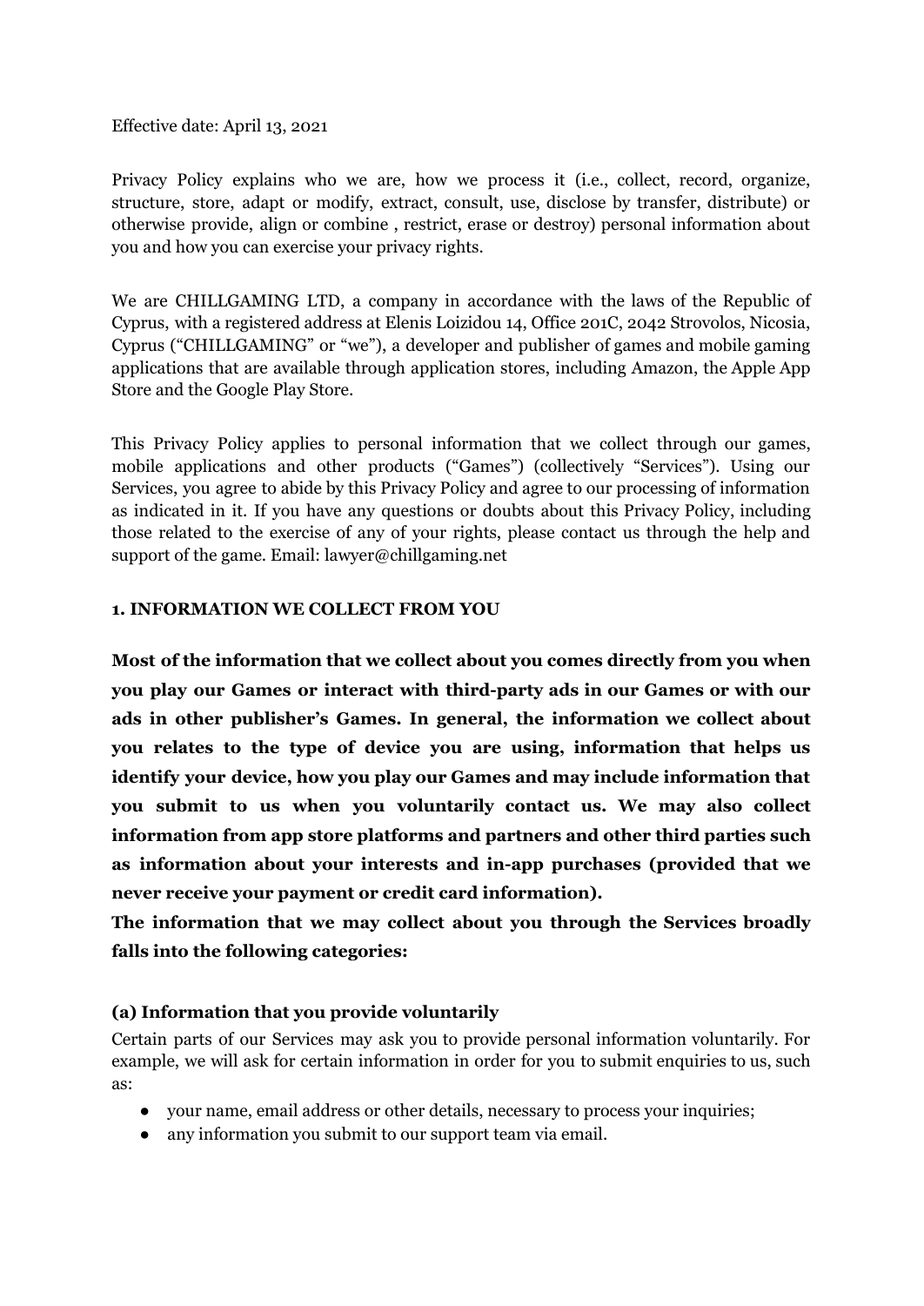Effective date: April 13, 2021

Privacy Policy explains who we are, how we process it (i.e., collect, record, organize, structure, store, adapt or modify, extract, consult, use, disclose by transfer, distribute) or otherwise provide, align or combine , restrict, erase or destroy) personal information about you and how you can exercise your privacy rights.

We are CHILLGAMING LTD, a company in accordance with the laws of the Republic of Cyprus, with a registered address at Elenis Loizidou 14, Office 201C, 2042 Strovolos, Nicosia, Cyprus ("CHILLGAMING" or "we"), a developer and publisher of games and mobile gaming applications that are available through application stores, including Amazon, the Apple App Store and the Google Play Store.

This Privacy Policy applies to personal information that we collect through our games, mobile applications and other products ("Games") (collectively "Services"). Using our Services, you agree to abide by this Privacy Policy and agree to our processing of information as indicated in it. If you have any questions or doubts about this Privacy Policy, including those related to the exercise of any of your rights, please contact us through the help and support of the game. Email: lawyer@chillgaming.net

## 1. INFORMATION WE COLLECT FROM YOU

**Most of the information that we collect about you comes directly from you when you play our Games or interact with third-party ads in our Games or with our ads in other publisher's Games. In general, the information we collect about you relates to the type of device you are using, information that helps us identify your device, how you play our Games and may include information that you submit to us when you voluntarily contact us. We may also collect information from app store platforms and partners and other third parties such as information about your interests and in-app purchases (provided that we never receive your payment or credit card information).**

**The information that we may collect about you through the Services broadly falls into the following categories:**

### (a) Information that you provide voluntarily

Certain parts of our Services may ask you to provide personal information voluntarily. For example, we will ask for certain information in order for you to submit enquiries to us, such as:

- your name, email address or other details, necessary to process your inquiries;
- any information you submit to our support team via email.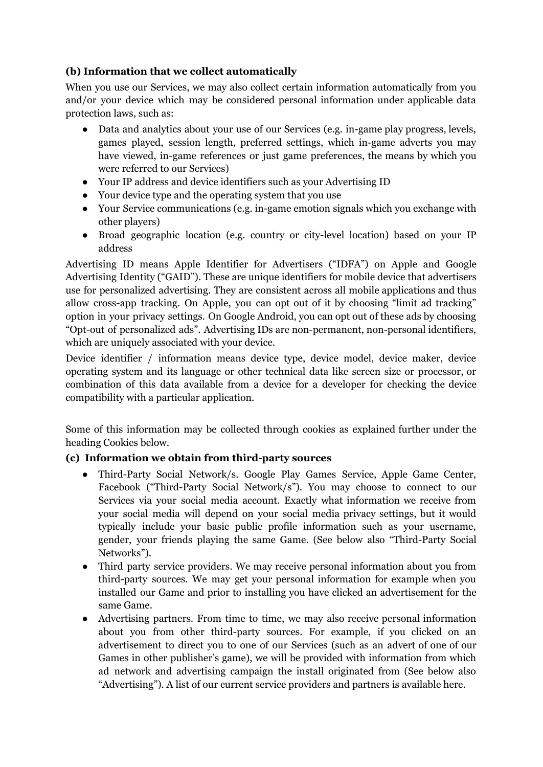**(b) Information that we collect automatically**

When you use our Services, we may also collect certain information automatically from you and/or your device which may be considered personal information under applicable data protection laws, such as:

- Data and analytics about your use of our Services (e.g. in-game play progress, levels, games played, session length, preferred settings, which in-game adverts you may have viewed, in-game references or just game preferences, the means by which you were referred to our Services)
- Your IP address and device identifiers such as your Advertising ID
- Your device type and the operating system that you use
- Your Service communications (e.g. in-game emotion signals which you exchange with other players)
- Broad geographic location (e.g. country or city-level location) based on your IP address

Advertising ID means Apple Identifier for Advertisers ("IDFA") on Apple and Google Advertising Identity ("GAID"). These are unique identifiers for mobile device that advertisers use for personalized advertising. They are consistent across all mobile applications and thus allow cross-app tracking. On Apple, you can opt out of it by choosing "limit ad tracking" option in your privacy settings. On Google Android, you can opt out of these ads by choosing "Opt-out of personalized ads". Advertising IDs are non-permanent, non-personal identifiers, which are uniquely associated with your device.

Device identifier / information means device type, device model, device maker, device operating system and its language or other technical data like screen size or processor, or combination of this data available from a device for a developer for checking the device compatibility with a particular application.

Some of this information may be collected through cookies as explained further under the heading Cookies below.

**(c) Information we obtain from third-party sources**

- Third-Party Social Network/s. Google Play Games Service, Apple Game Center, Facebook ("Third-Party Social Network/s"). You may choose to connect to our Services via your social media account. Exactly what information we receive from your social media will depend on your social media privacy settings, but it would typically include your basic public profile information such as your username, gender, your friends playing the same Game. (See below also "Third-Party Social Networks").
- Third party service providers. We may receive personal information about you from third-party sources. We may get your personal information for example when you installed our Game and prior to installing you have clicked an advertisement for the same Game.
- Advertising partners. From time to time, we may also receive personal information about you from other third-party sources. For example, if you clicked on an advertisement to direct you to one of our Services (such as an advert of one of our Games in other publisher's game), we will be provided with information from which ad network and advertising campaign the install originated from (See below also "Advertising"). A list of our current service providers and partners is available here.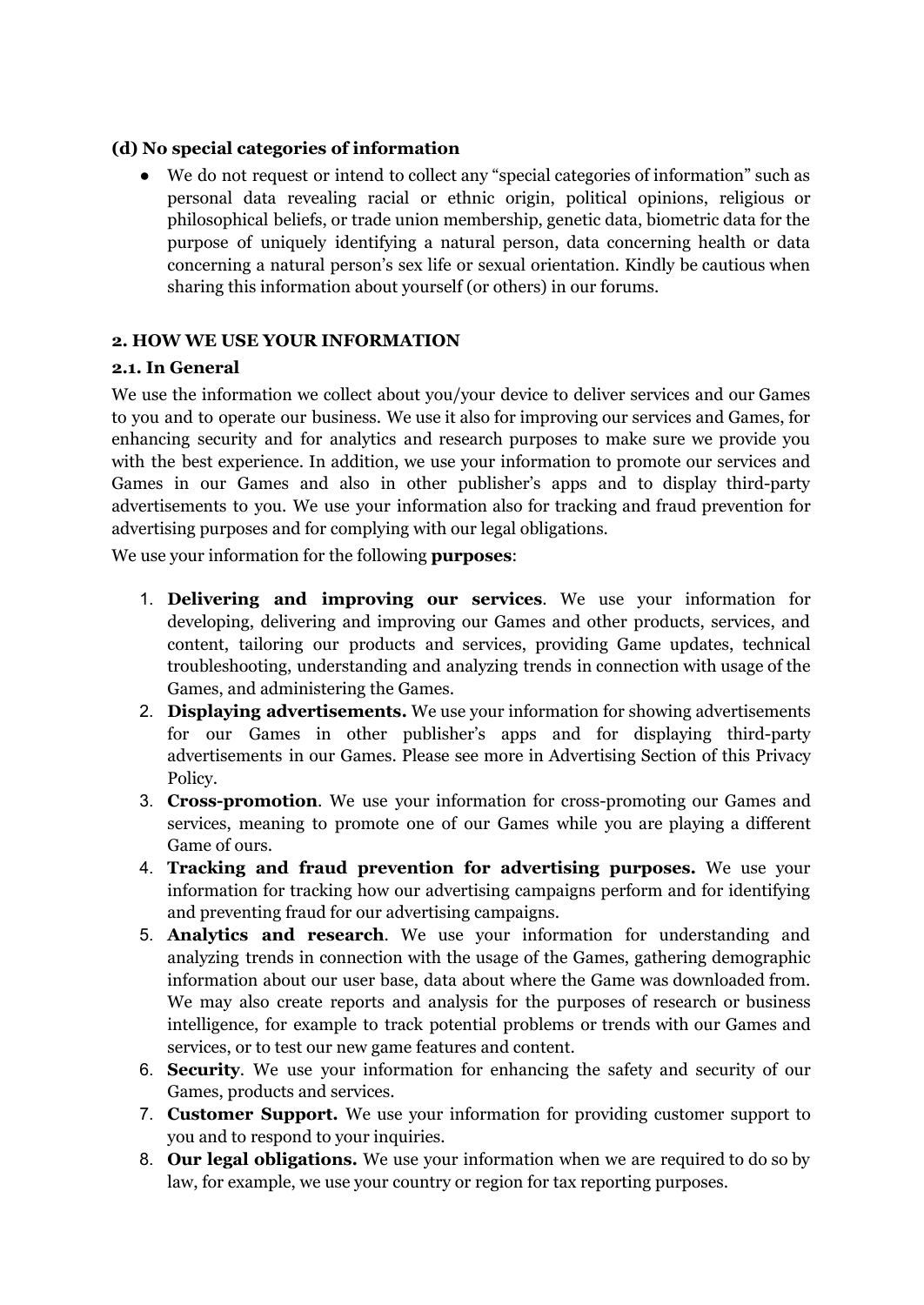### (d) No special categories of information

- We do not request or intend to collect any "special categories of information" such as personal data revealing racial or ethnic origin, political opinions, religious or philosophical beliefs, or trade union membership, genetic data, biometric data for the purpose of uniquely identifying a natural person, data concerning health or data concerning a natural person's sex life or sexual orientation. Kindly be cautious when sharing this information about yourself (or others) in our forums.

## 2. HOW WE USE YOUR INFORMATION

### 2.1. In General

We use the information we collect about you/your device to deliver services and our Games to you and to operate our business. We use it also for improving our services and Games, for enhancing security and for analytics and research purposes to make sure we provide you with the best experience. In addition, we use your information to promote our services and Games in our Games and also in other publisher's apps and to display third-party advertisements to you. We use your information also for tracking and fraud prevention for advertising purposes and for complying with our legal obligations.

We use your information for the following **purposes**:

1. **Delivering and improving our services**. We use your information for developing, delivering and improving our Games and other products, services, and content, tailoring our products and services, providing Game updates, technical troubleshooting, understanding and analyzing trends in connection with usage of the Games, and administering the Games.
2. **Displaying advertisements.** We use your information for showing advertisements for our Games in other publisher's apps and for displaying third-party advertisements in our Games. Please see more in Advertising Section of this Privacy Policy.
3. **Cross-promotion**. We use your information for cross-promoting our Games and services, meaning to promote one of our Games while you are playing a different Game of ours.
4. **Tracking and fraud prevention for advertising purposes.** We use your information for tracking how our advertising campaigns perform and for identifying and preventing fraud for our advertising campaigns.
5. **Analytics and research**. We use your information for understanding and analyzing trends in connection with the usage of the Games, gathering demographic information about our user base, data about where the Game was downloaded from. We may also create reports and analysis for the purposes of research or business intelligence, for example to track potential problems or trends with our Games and services, or to test our new game features and content.
6. **Security**. We use your information for enhancing the safety and security of our Games, products and services.
7. **Customer Support.** We use your information for providing customer support to you and to respond to your inquiries.
8. **Our legal obligations.** We use your information when we are required to do so by law, for example, we use your country or region for tax reporting purposes.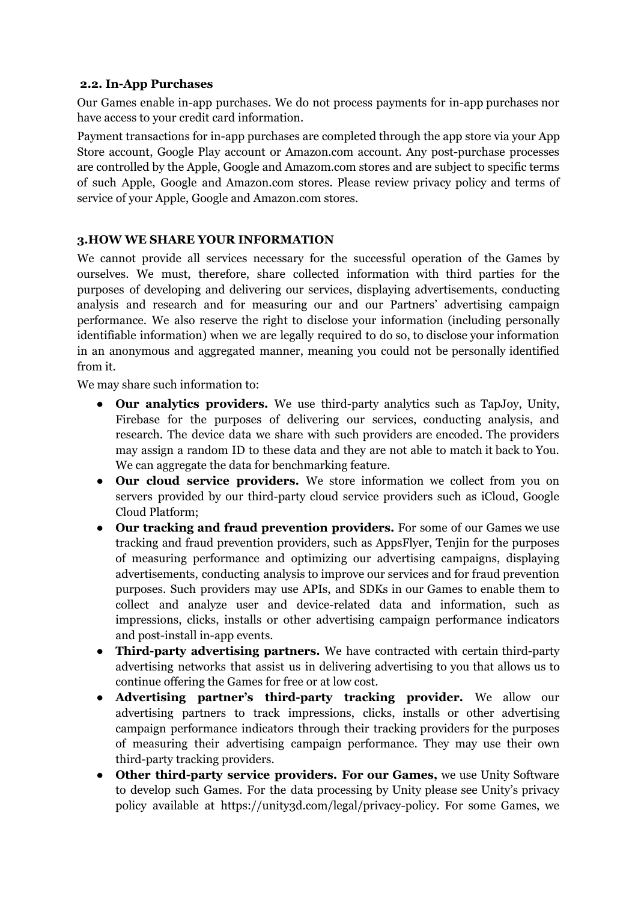### 2.2. In-App Purchases

Our Games enable in-app purchases. We do not process payments for in-app purchases nor have access to your credit card information.

Payment transactions for in-app purchases are completed through the app store via your App Store account, Google Play account or Amazon.com account. Any post-purchase processes are controlled by the Apple, Google and Amazom.com stores and are subject to specific terms of such Apple, Google and Amazon.com stores. Please review privacy policy and terms of service of your Apple, Google and Amazon.com stores.

## 3.HOW WE SHARE YOUR INFORMATION

We cannot provide all services necessary for the successful operation of the Games by ourselves. We must, therefore, share collected information with third parties for the purposes of developing and delivering our services, displaying advertisements, conducting analysis and research and for measuring our and our Partners' advertising campaign performance. We also reserve the right to disclose your information (including personally identifiable information) when we are legally required to do so, to disclose your information in an anonymous and aggregated manner, meaning you could not be personally identified from it.

We may share such information to:

- **Our analytics providers.** We use third-party analytics such as TapJoy, Unity, Firebase for the purposes of delivering our services, conducting analysis, and research. The device data we share with such providers are encoded. The providers may assign a random ID to these data and they are not able to match it back to You. We can aggregate the data for benchmarking feature.
- **Our cloud service providers.** We store information we collect from you on servers provided by our third-party cloud service providers such as iCloud, Google Cloud Platform;
- **Our tracking and fraud prevention providers.** For some of our Games we use tracking and fraud prevention providers, such as AppsFlyer, Tenjin for the purposes of measuring performance and optimizing our advertising campaigns, displaying advertisements, conducting analysis to improve our services and for fraud prevention purposes. Such providers may use APIs, and SDKs in our Games to enable them to collect and analyze user and device-related data and information, such as impressions, clicks, installs or other advertising campaign performance indicators and post-install in-app events.
- **Third-party advertising partners.** We have contracted with certain third-party advertising networks that assist us in delivering advertising to you that allows us to continue offering the Games for free or at low cost.
- **Advertising partner's third-party tracking provider.** We allow our advertising partners to track impressions, clicks, installs or other advertising campaign performance indicators through their tracking providers for the purposes of measuring their advertising campaign performance. They may use their own third-party tracking providers.
- **Other third-party service providers. For our Games,** we use Unity Software to develop such Games. For the data processing by Unity please see Unity's privacy policy available at https://unity3d.com/legal/privacy-policy. For some Games, we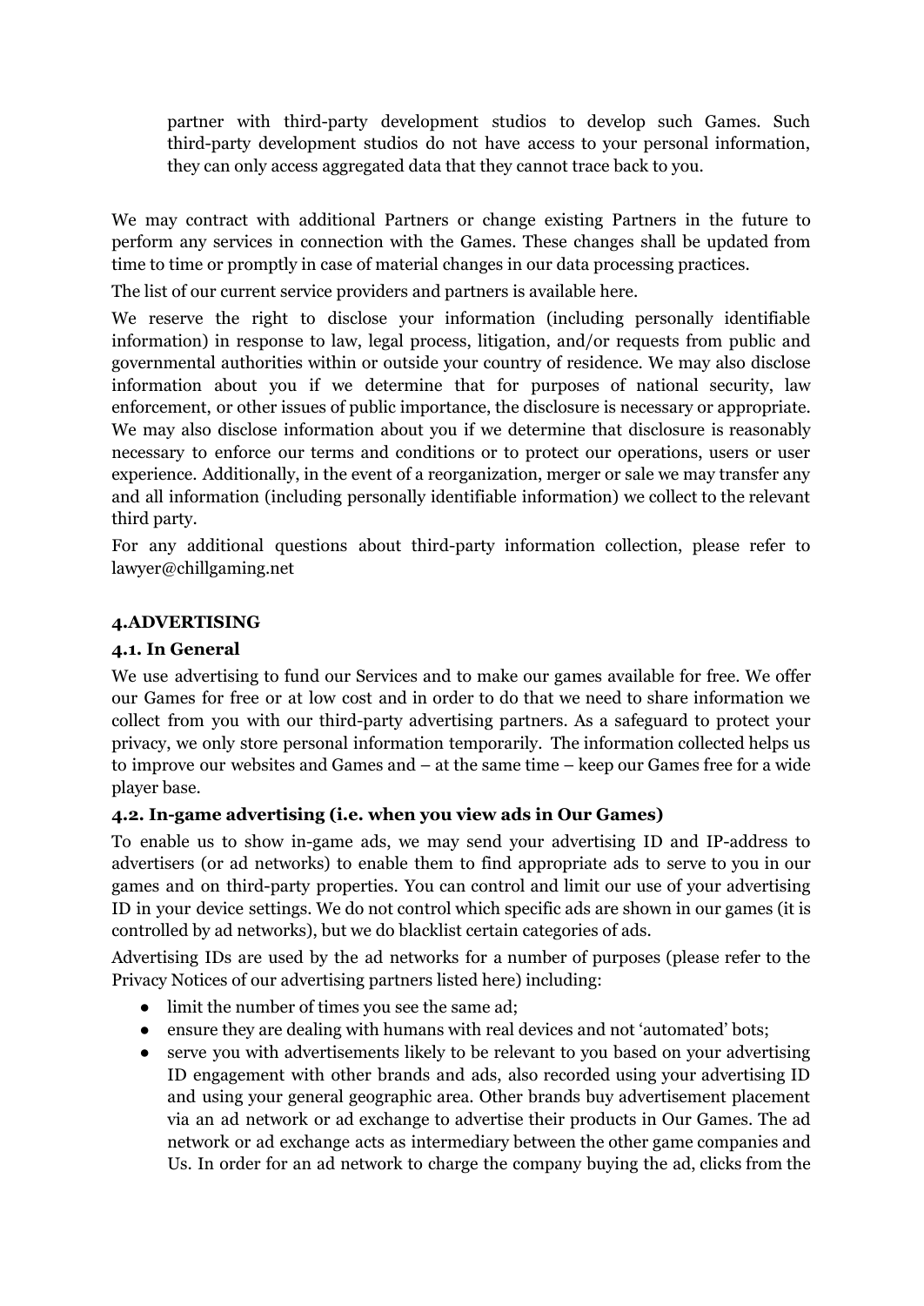partner with third-party development studios to develop such Games. Such third-party development studios do not have access to your personal information, they can only access aggregated data that they cannot trace back to you.

We may contract with additional Partners or change existing Partners in the future to perform any services in connection with the Games. These changes shall be updated from time to time or promptly in case of material changes in our data processing practices.

The list of our current service providers and partners is available here.

We reserve the right to disclose your information (including personally identifiable information) in response to law, legal process, litigation, and/or requests from public and governmental authorities within or outside your country of residence. We may also disclose information about you if we determine that for purposes of national security, law enforcement, or other issues of public importance, the disclosure is necessary or appropriate. We may also disclose information about you if we determine that disclosure is reasonably necessary to enforce our terms and conditions or to protect our operations, users or user experience. Additionally, in the event of a reorganization, merger or sale we may transfer any and all information (including personally identifiable information) we collect to the relevant third party.

For any additional questions about third-party information collection, please refer to lawyer@chillgaming.net

## 4.ADVERTISING

### 4.1. In General

We use advertising to fund our Services and to make our games available for free. We offer our Games for free or at low cost and in order to do that we need to share information we collect from you with our third-party advertising partners. As a safeguard to protect your privacy, we only store personal information temporarily. The information collected helps us to improve our websites and Games and – at the same time – keep our Games free for a wide player base.

### 4.2. In-game advertising (i.e. when you view ads in Our Games)

To enable us to show in-game ads, we may send your advertising ID and IP-address to advertisers (or ad networks) to enable them to find appropriate ads to serve to you in our games and on third-party properties. You can control and limit our use of your advertising ID in your device settings. We do not control which specific ads are shown in our games (it is controlled by ad networks), but we do blacklist certain categories of ads.

Advertising IDs are used by the ad networks for a number of purposes (please refer to the Privacy Notices of our advertising partners listed here) including:

- limit the number of times you see the same ad;
- ensure they are dealing with humans with real devices and not 'automated' bots;
- serve you with advertisements likely to be relevant to you based on your advertising ID engagement with other brands and ads, also recorded using your advertising ID and using your general geographic area. Other brands buy advertisement placement via an ad network or ad exchange to advertise their products in Our Games. The ad network or ad exchange acts as intermediary between the other game companies and Us. In order for an ad network to charge the company buying the ad, clicks from the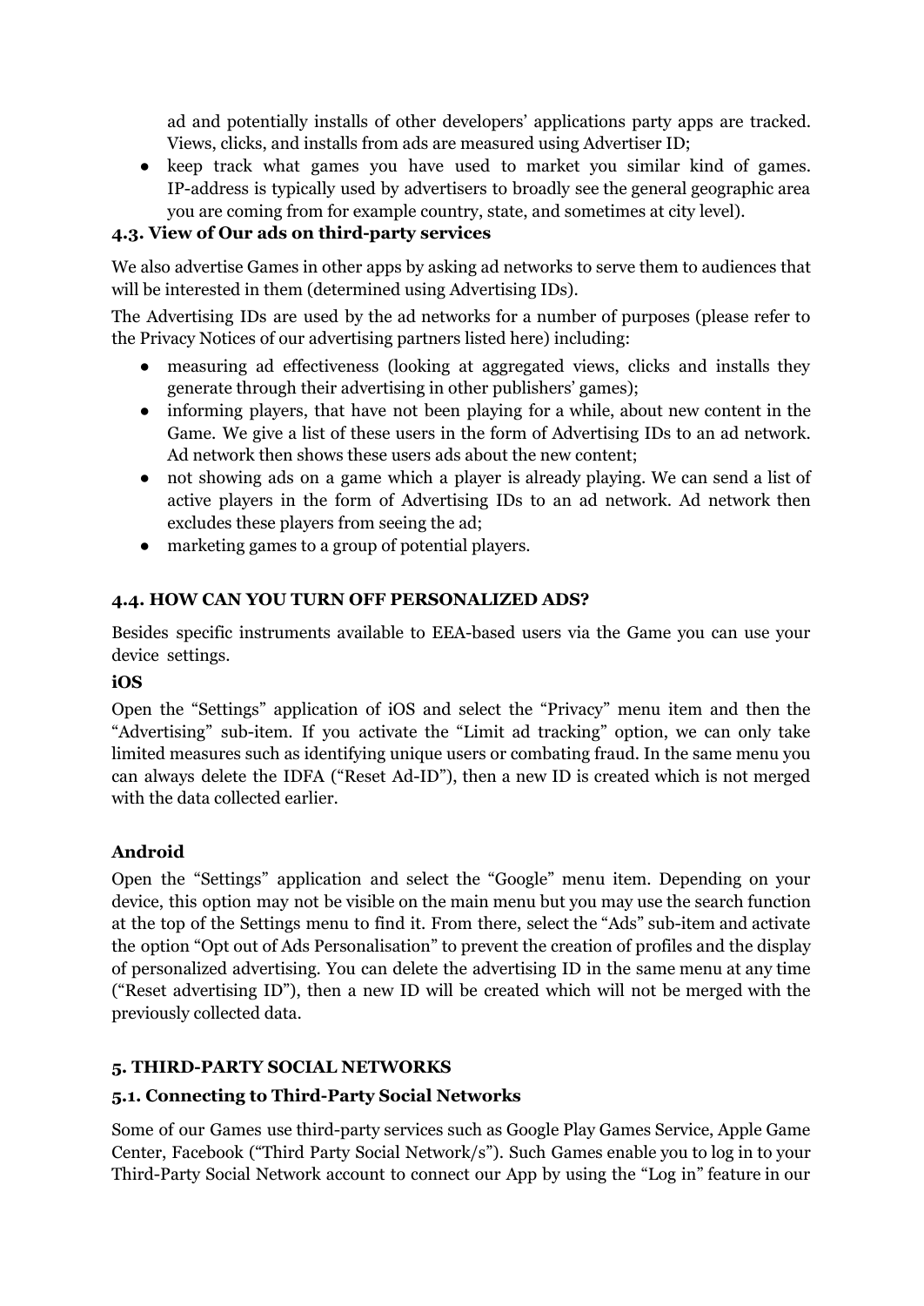ad and potentially installs of other developers' applications party apps are tracked. Views, clicks, and installs from ads are measured using Advertiser ID;

- keep track what games you have used to market you similar kind of games. IP-address is typically used by advertisers to broadly see the general geographic area you are coming from for example country, state, and sometimes at city level).

### 4.3. View of Our ads on third-party services

We also advertise Games in other apps by asking ad networks to serve them to audiences that will be interested in them (determined using Advertising IDs).

The Advertising IDs are used by the ad networks for a number of purposes (please refer to the Privacy Notices of our advertising partners listed here) including:

- measuring ad effectiveness (looking at aggregated views, clicks and installs they generate through their advertising in other publishers' games);
- informing players, that have not been playing for a while, about new content in the Game. We give a list of these users in the form of Advertising IDs to an ad network. Ad network then shows these users ads about the new content;
- not showing ads on a game which a player is already playing. We can send a list of active players in the form of Advertising IDs to an ad network. Ad network then excludes these players from seeing the ad;
- marketing games to a group of potential players.

### 4.4. HOW CAN YOU TURN OFF PERSONALIZED ADS?

Besides specific instruments available to EEA-based users via the Game you can use your device settings.

**iOS**

Open the "Settings" application of iOS and select the "Privacy" menu item and then the "Advertising" sub-item. If you activate the "Limit ad tracking" option, we can only take limited measures such as identifying unique users or combating fraud. In the same menu you can always delete the IDFA ("Reset Ad-ID"), then a new ID is created which is not merged with the data collected earlier.

**Android**

Open the "Settings" application and select the "Google" menu item. Depending on your device, this option may not be visible on the main menu but you may use the search function at the top of the Settings menu to find it. From there, select the "Ads" sub-item and activate the option "Opt out of Ads Personalisation" to prevent the creation of profiles and the display of personalized advertising. You can delete the advertising ID in the same menu at any time ("Reset advertising ID"), then a new ID will be created which will not be merged with the previously collected data.

## 5. THIRD-PARTY SOCIAL NETWORKS

### 5.1. Connecting to Third-Party Social Networks

Some of our Games use third-party services such as Google Play Games Service, Apple Game Center, Facebook ("Third Party Social Network/s"). Such Games enable you to log in to your Third-Party Social Network account to connect our App by using the "Log in" feature in our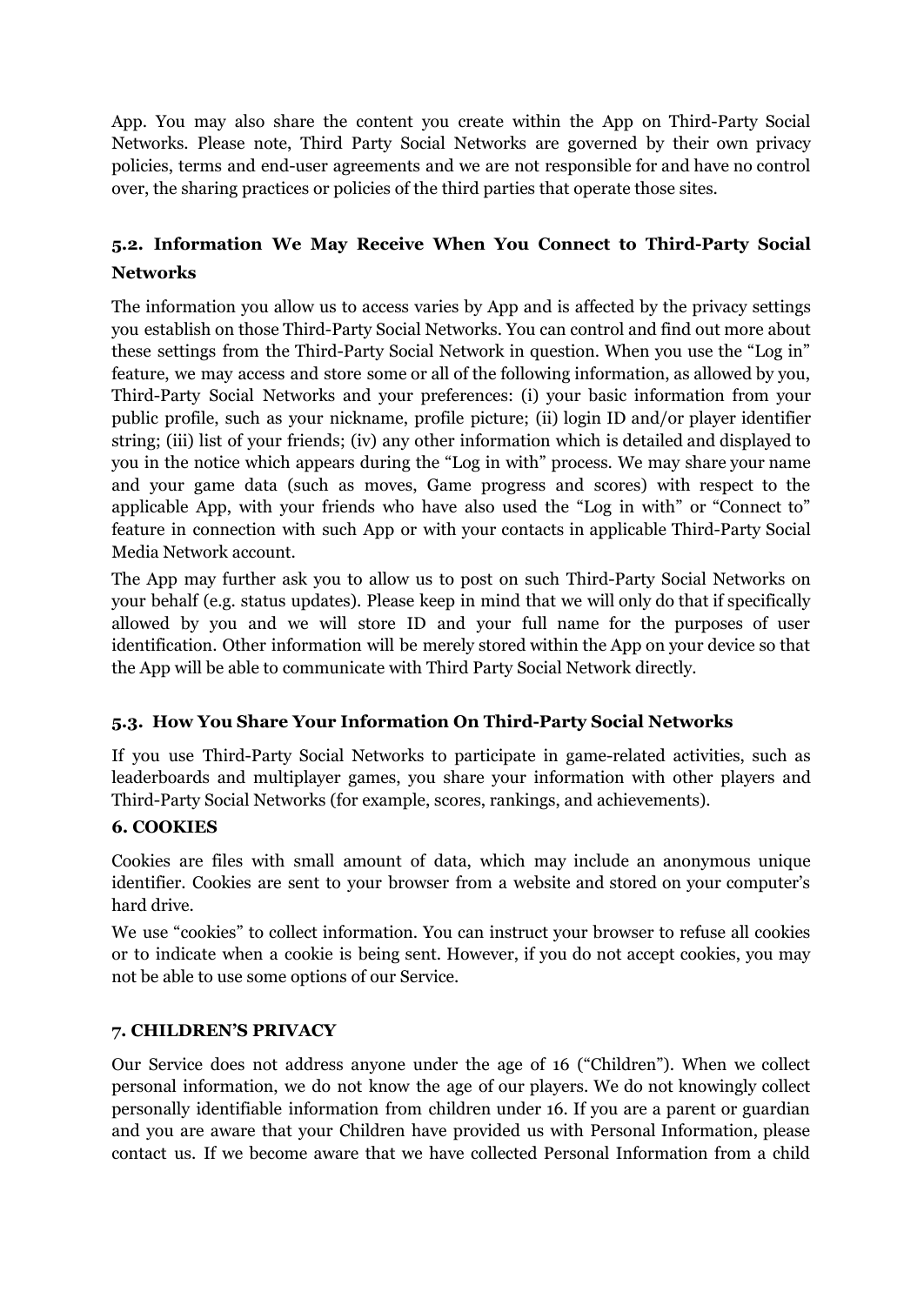App. You may also share the content you create within the App on Third-Party Social Networks. Please note, Third Party Social Networks are governed by their own privacy policies, terms and end-user agreements and we are not responsible for and have no control over, the sharing practices or policies of the third parties that operate those sites.

### 5.2. Information We May Receive When You Connect to Third-Party Social Networks

The information you allow us to access varies by App and is affected by the privacy settings you establish on those Third-Party Social Networks. You can control and find out more about these settings from the Third-Party Social Network in question. When you use the "Log in" feature, we may access and store some or all of the following information, as allowed by you, Third-Party Social Networks and your preferences: (i) your basic information from your public profile, such as your nickname, profile picture; (ii) login ID and/or player identifier string; (iii) list of your friends; (iv) any other information which is detailed and displayed to you in the notice which appears during the "Log in with" process. We may share your name and your game data (such as moves, Game progress and scores) with respect to the applicable App, with your friends who have also used the "Log in with" or "Connect to" feature in connection with such App or with your contacts in applicable Third-Party Social Media Network account.

The App may further ask you to allow us to post on such Third-Party Social Networks on your behalf (e.g. status updates). Please keep in mind that we will only do that if specifically allowed by you and we will store ID and your full name for the purposes of user identification. Other information will be merely stored within the App on your device so that the App will be able to communicate with Third Party Social Network directly.

### 5.3. How You Share Your Information On Third-Party Social Networks

If you use Third-Party Social Networks to participate in game-related activities, such as leaderboards and multiplayer games, you share your information with other players and Third-Party Social Networks (for example, scores, rankings, and achievements).

## 6. COOKIES

Cookies are files with small amount of data, which may include an anonymous unique identifier. Cookies are sent to your browser from a website and stored on your computer's hard drive.

We use "cookies" to collect information. You can instruct your browser to refuse all cookies or to indicate when a cookie is being sent. However, if you do not accept cookies, you may not be able to use some options of our Service.

## 7. CHILDREN'S PRIVACY

Our Service does not address anyone under the age of 16 ("Children"). When we collect personal information, we do not know the age of our players. We do not knowingly collect personally identifiable information from children under 16. If you are a parent or guardian and you are aware that your Children have provided us with Personal Information, please contact us. If we become aware that we have collected Personal Information from a child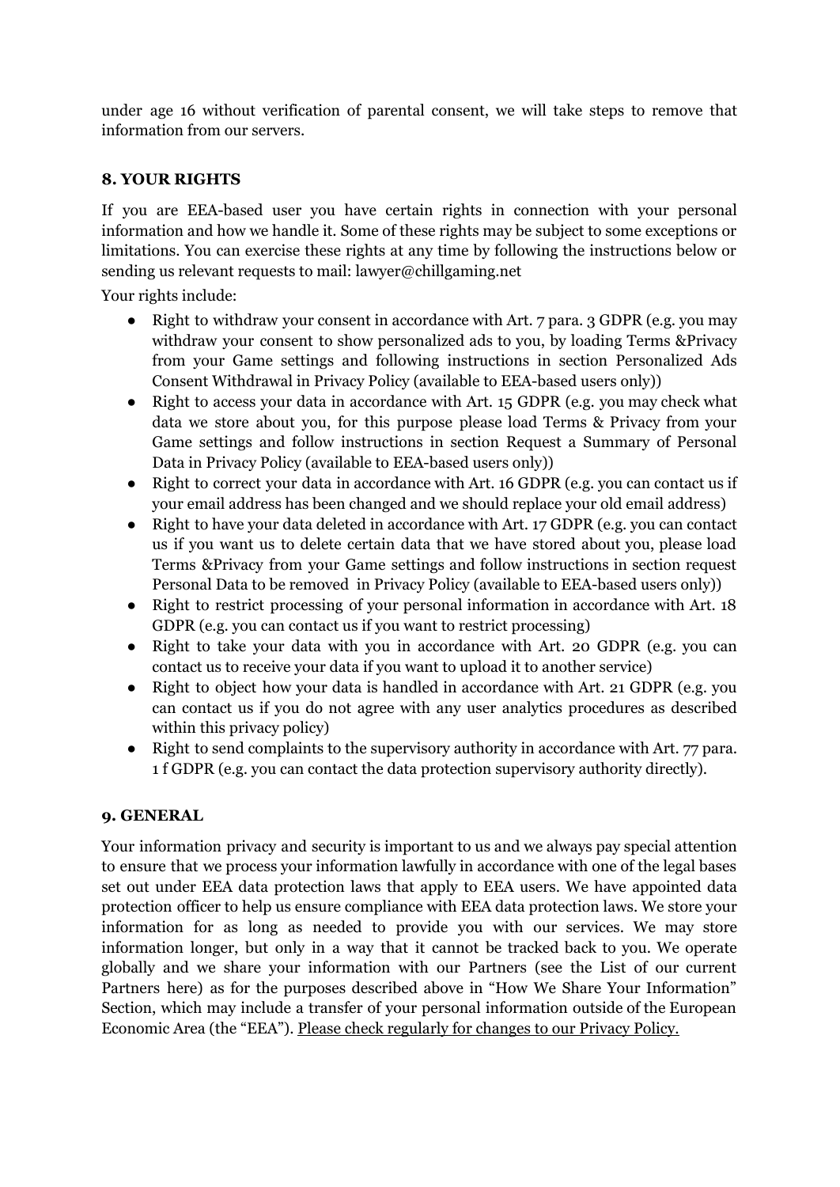under age 16 without verification of parental consent, we will take steps to remove that information from our servers.

### 8. YOUR RIGHTS

If you are EEA-based user you have certain rights in connection with your personal information and how we handle it. Some of these rights may be subject to some exceptions or limitations. You can exercise these rights at any time by following the instructions below or sending us relevant requests to mail: lawyer@chillgaming.net

Your rights include:

- Right to withdraw your consent in accordance with Art. 7 para. 3 GDPR (e.g. you may withdraw your consent to show personalized ads to you, by loading Terms &Privacy from your Game settings and following instructions in section Personalized Ads Consent Withdrawal in Privacy Policy (available to EEA-based users only))
- Right to access your data in accordance with Art. 15 GDPR (e.g. you may check what data we store about you, for this purpose please load Terms & Privacy from your Game settings and follow instructions in section Request a Summary of Personal Data in Privacy Policy (available to EEA-based users only))
- Right to correct your data in accordance with Art. 16 GDPR (e.g. you can contact us if your email address has been changed and we should replace your old email address)
- Right to have your data deleted in accordance with Art. 17 GDPR (e.g. you can contact us if you want us to delete certain data that we have stored about you, please load Terms &Privacy from your Game settings and follow instructions in section request Personal Data to be removed in Privacy Policy (available to EEA-based users only))
- Right to restrict processing of your personal information in accordance with Art. 18 GDPR (e.g. you can contact us if you want to restrict processing)
- Right to take your data with you in accordance with Art. 20 GDPR (e.g. you can contact us to receive your data if you want to upload it to another service)
- Right to object how your data is handled in accordance with Art. 21 GDPR (e.g. you can contact us if you do not agree with any user analytics procedures as described within this privacy policy)
- Right to send complaints to the supervisory authority in accordance with Art. 77 para. 1 f GDPR (e.g. you can contact the data protection supervisory authority directly).

### 9. GENERAL

Your information privacy and security is important to us and we always pay special attention to ensure that we process your information lawfully in accordance with one of the legal bases set out under EEA data protection laws that apply to EEA users. We have appointed data protection officer to help us ensure compliance with EEA data protection laws. We store your information for as long as needed to provide you with our services. We may store information longer, but only in a way that it cannot be tracked back to you. We operate globally and we share your information with our Partners (see the List of our current Partners here) as for the purposes described above in "How We Share Your Information" Section, which may include a transfer of your personal information outside of the European Economic Area (the "EEA"). Please check regularly for changes to our Privacy Policy.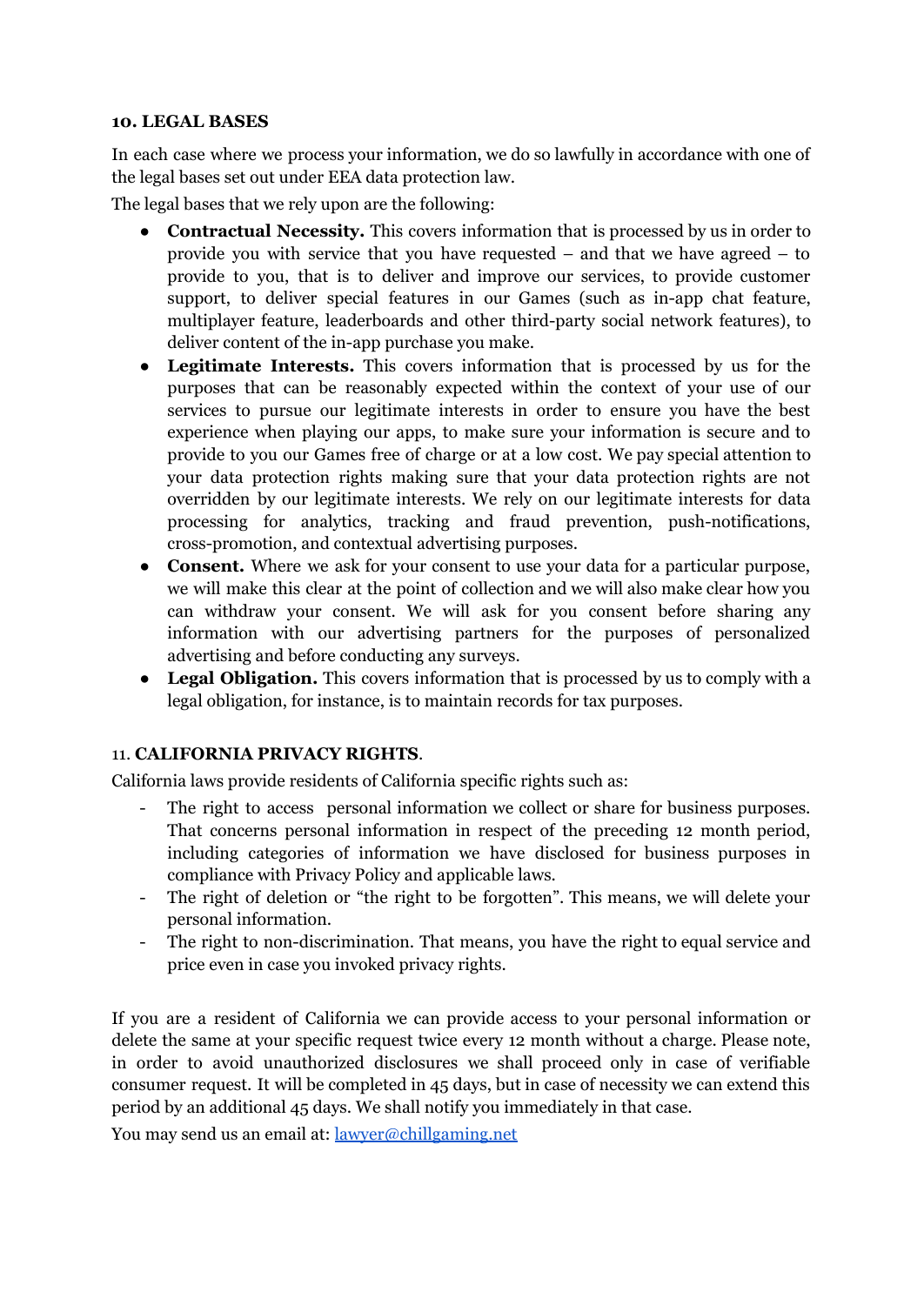**10. LEGAL BASES**

In each case where we process your information, we do so lawfully in accordance with one of the legal bases set out under EEA data protection law.

The legal bases that we rely upon are the following:

- **Contractual Necessity.** This covers information that is processed by us in order to provide you with service that you have requested – and that we have agreed – to provide to you, that is to deliver and improve our services, to provide customer support, to deliver special features in our Games (such as in-app chat feature, multiplayer feature, leaderboards and other third-party social network features), to deliver content of the in-app purchase you make.
- **Legitimate Interests.** This covers information that is processed by us for the purposes that can be reasonably expected within the context of your use of our services to pursue our legitimate interests in order to ensure you have the best experience when playing our apps, to make sure your information is secure and to provide to you our Games free of charge or at a low cost. We pay special attention to your data protection rights making sure that your data protection rights are not overridden by our legitimate interests. We rely on our legitimate interests for data processing for analytics, tracking and fraud prevention, push-notifications, cross-promotion, and contextual advertising purposes.
- **Consent.** Where we ask for your consent to use your data for a particular purpose, we will make this clear at the point of collection and we will also make clear how you can withdraw your consent. We will ask for you consent before sharing any information with our advertising partners for the purposes of personalized advertising and before conducting any surveys.
- **Legal Obligation.** This covers information that is processed by us to comply with a legal obligation, for instance, is to maintain records for tax purposes.

11. **CALIFORNIA PRIVACY RIGHTS**.

California laws provide residents of California specific rights such as:

- The right to access personal information we collect or share for business purposes. That concerns personal information in respect of the preceding 12 month period, including categories of information we have disclosed for business purposes in compliance with Privacy Policy and applicable laws.
- The right of deletion or "the right to be forgotten". This means, we will delete your personal information.
- The right to non-discrimination. That means, you have the right to equal service and price even in case you invoked privacy rights.

If you are a resident of California we can provide access to your personal information or delete the same at your specific request twice every 12 month without a charge. Please note, in order to avoid unauthorized disclosures we shall proceed only in case of verifiable consumer request. It will be completed in 45 days, but in case of necessity we can extend this period by an additional 45 days. We shall notify you immediately in that case.

You may send us an email at: lawyer@chillgaming.net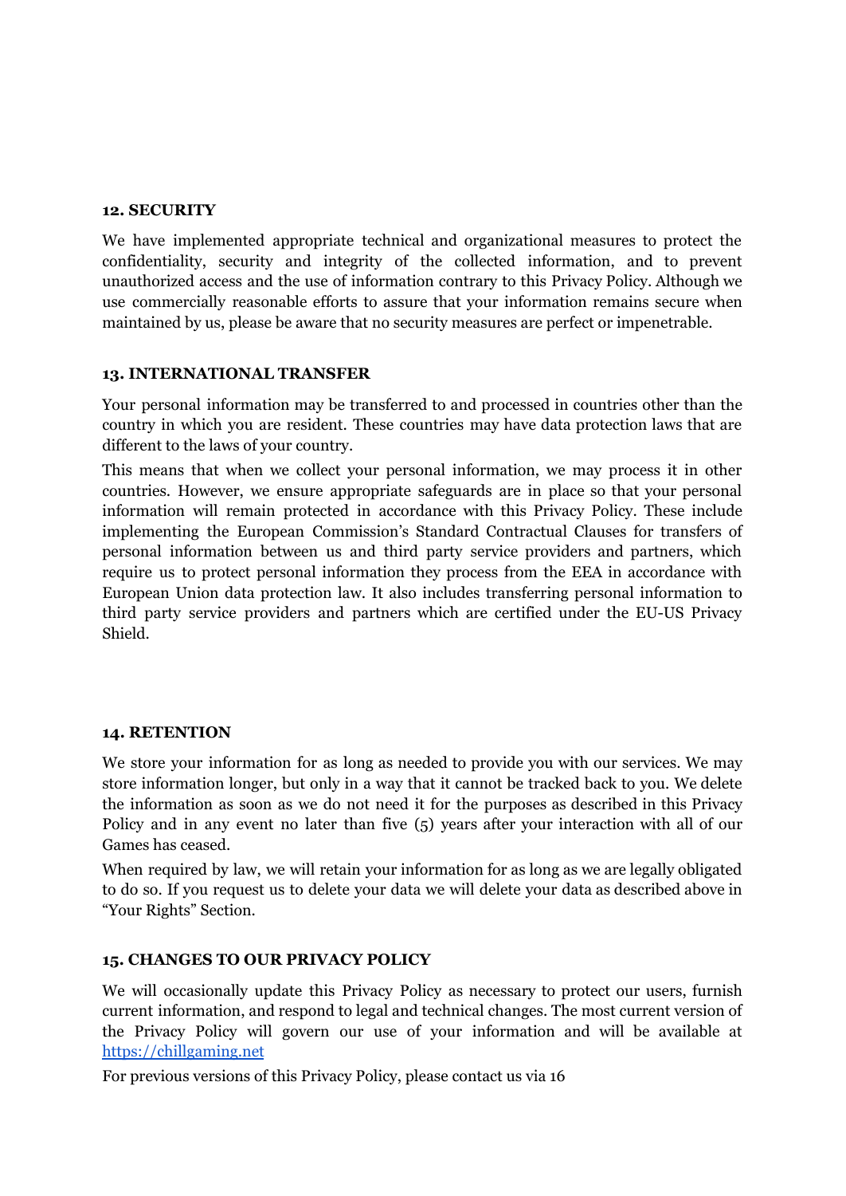## 12. SECURITY

We have implemented appropriate technical and organizational measures to protect the confidentiality, security and integrity of the collected information, and to prevent unauthorized access and the use of information contrary to this Privacy Policy. Although we use commercially reasonable efforts to assure that your information remains secure when maintained by us, please be aware that no security measures are perfect or impenetrable.

## 13. INTERNATIONAL TRANSFER

Your personal information may be transferred to and processed in countries other than the country in which you are resident. These countries may have data protection laws that are different to the laws of your country.

This means that when we collect your personal information, we may process it in other countries. However, we ensure appropriate safeguards are in place so that your personal information will remain protected in accordance with this Privacy Policy. These include implementing the European Commission's Standard Contractual Clauses for transfers of personal information between us and third party service providers and partners, which require us to protect personal information they process from the EEA in accordance with European Union data protection law. It also includes transferring personal information to third party service providers and partners which are certified under the EU-US Privacy Shield.

## 14. RETENTION

We store your information for as long as needed to provide you with our services. We may store information longer, but only in a way that it cannot be tracked back to you. We delete the information as soon as we do not need it for the purposes as described in this Privacy Policy and in any event no later than five (5) years after your interaction with all of our Games has ceased.

When required by law, we will retain your information for as long as we are legally obligated to do so. If you request us to delete your data we will delete your data as described above in "Your Rights" Section.

## 15. CHANGES TO OUR PRIVACY POLICY

We will occasionally update this Privacy Policy as necessary to protect our users, furnish current information, and respond to legal and technical changes. The most current version of the Privacy Policy will govern our use of your information and will be available at [https://chillgaming.net](https://chillgaming.net)

For previous versions of this Privacy Policy, please contact us via 16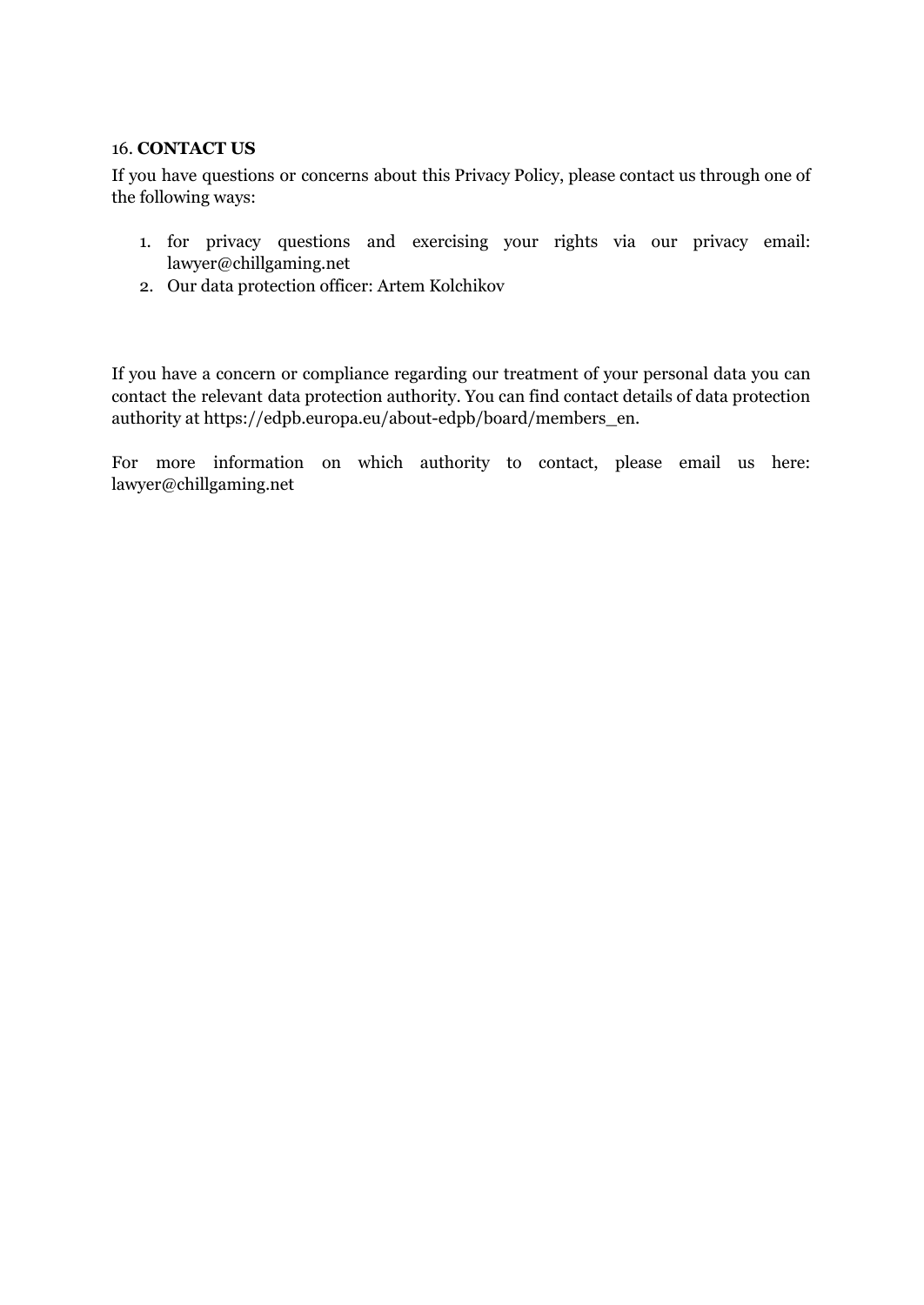16. **CONTACT US**

If you have questions or concerns about this Privacy Policy, please contact us through one of the following ways:

1. for privacy questions and exercising your rights via our privacy email: lawyer@chillgaming.net
2. Our data protection officer: Artem Kolchikov

If you have a concern or compliance regarding our treatment of your personal data you can contact the relevant data protection authority. You can find contact details of data protection authority at https://edpb.europa.eu/about-edpb/board/members_en.

For more information on which authority to contact, please email us here: lawyer@chillgaming.net